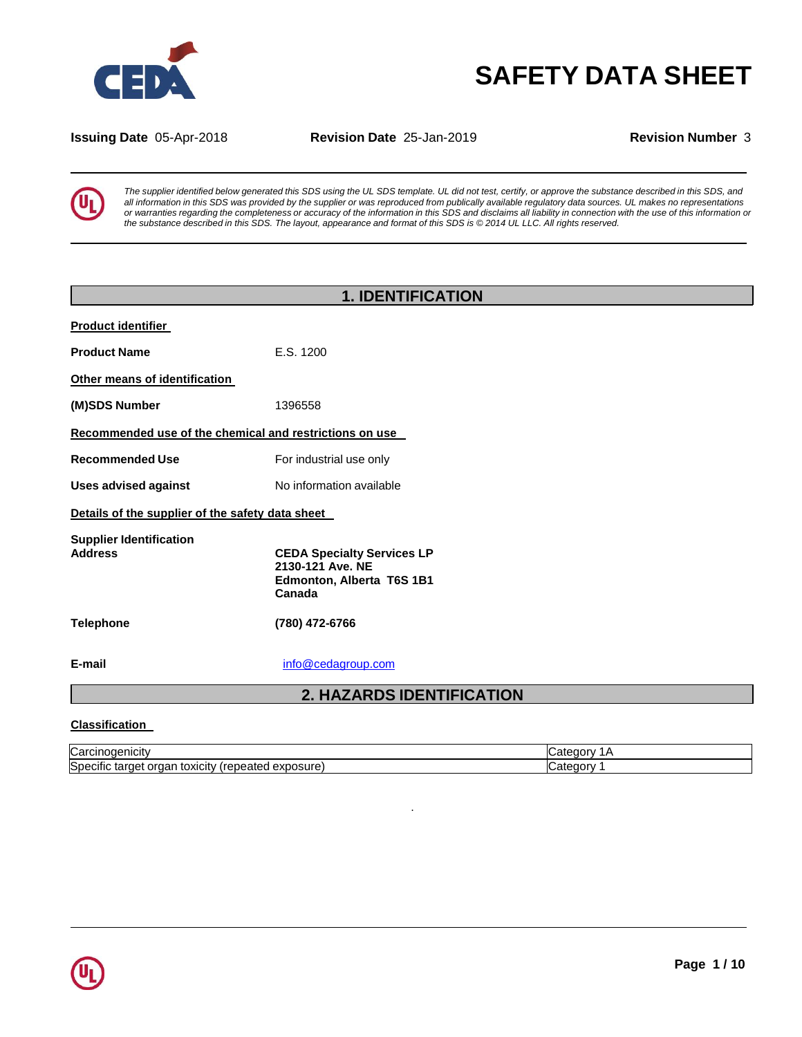# SAFETY DATA SHEET

**Issuing Date** 05-Apr-2018 **Revision Date** 25-Jan-2019 **Revision Number** 3

*The supplier identified below generated this SDS using the UL SDS template. UL did not test, certify, or approve the substance described in this SDS, and all information in this SDS was provided by the supplier or was reproduced from publically available regulatory data sources. UL makes no representations or warranties regarding the completeness or accuracy of the information in this SDS and disclaims all liability in connection with the use of this information or the substance described in this SDS. The layout, appearance and format of this SDS is © 2014 UL LLC. All rights reserved.*

## 1. IDENTIFICATION

**Product identifier**

**Product Name** E.S. 1200

**Other means of identification**

**(M)SDS Number** 1396558

**Recommended use of the chemical and restrictions on use**

**Recommended Use** For industrial use only

**Uses advised against** No information available

**Details of the supplier of the safety data sheet**

**Supplier Identification**
**Address**

**CEDA Specialty Services LP**
**2130-121 Ave. NE**
**Edmonton, Alberta T6S 1B1**
**Canada**

**Telephone** **(780) 472-6766**

**E-mail** info@cedagroup.com

## 2. HAZARDS IDENTIFICATION

**Classification**

| | |
|---|---|
| Carcinogenicity | Category 1A |
| Specific target organ toxicity (repeated exposure) | Category 1 |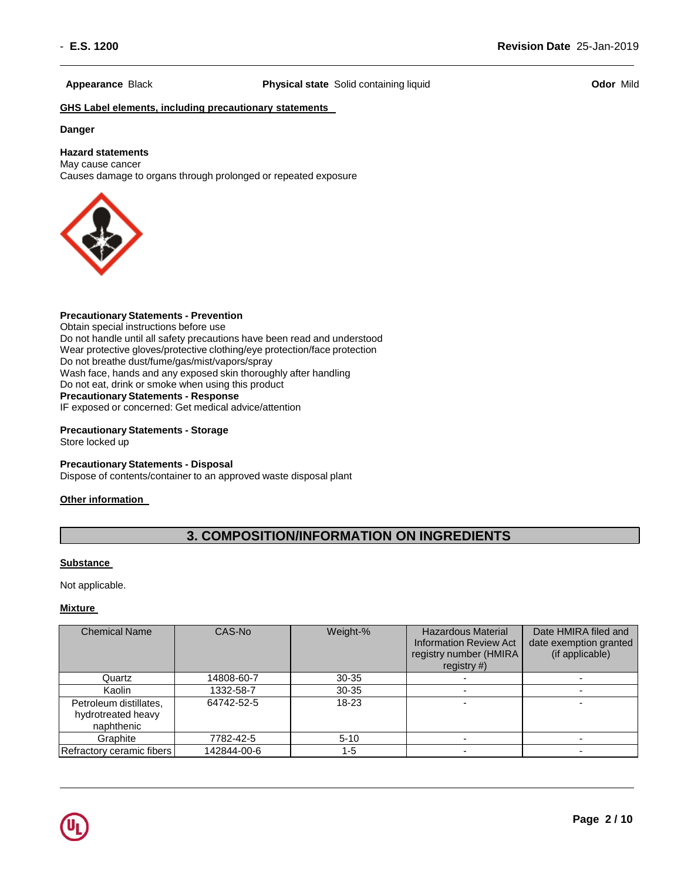**Appearance** Black **Physical state** Solid containing liquid **Odor** Mild

**GHS Label elements, including precautionary statements**

**Danger**

**Hazard statements**
May cause cancer
Causes damage to organs through prolonged or repeated exposure

**Precautionary Statements - Prevention**
Obtain special instructions before use
Do not handle until all safety precautions have been read and understood
Wear protective gloves/protective clothing/eye protection/face protection
Do not breathe dust/fume/gas/mist/vapors/spray
Wash face, hands and any exposed skin thoroughly after handling
Do not eat, drink or smoke when using this product

**Precautionary Statements - Response**
IF exposed or concerned: Get medical advice/attention

**Precautionary Statements - Storage**
Store locked up

**Precautionary Statements - Disposal**
Dispose of contents/container to an approved waste disposal plant

**Other information**

## 3. COMPOSITION/INFORMATION ON INGREDIENTS

**Substance**

Not applicable.

**Mixture**

| Chemical Name | CAS-No | Weight-% | Hazardous Material Information Review Act registry number (HMIRA registry #) | Date HMIRA filed and date exemption granted (if applicable) |
|---|---|---|---|---|
| Quartz | 14808-60-7 | 30-35 | - | - |
| Kaolin | 1332-58-7 | 30-35 | - | - |
| Petroleum distillates, hydrotreated heavy naphthenic | 64742-52-5 | 18-23 | - | - |
| Graphite | 7782-42-5 | 5-10 | - | - |
| Refractory ceramic fibers | 142844-00-6 | 1-5 | - | - |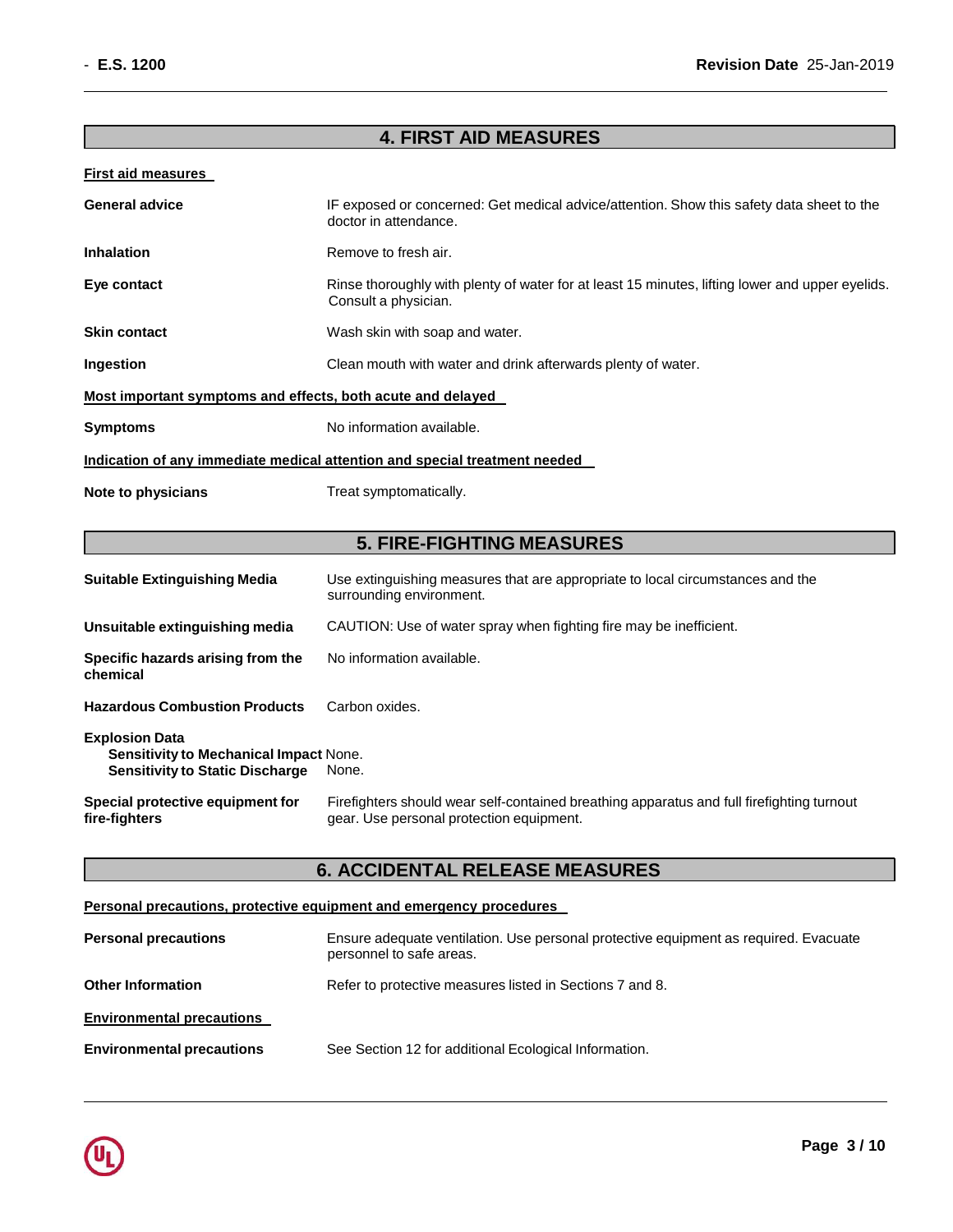## 4. FIRST AID MEASURES

**First aid measures**

| | |
|---|---|
| **General advice** | IF exposed or concerned: Get medical advice/attention. Show this safety data sheet to the doctor in attendance. |
| **Inhalation** | Remove to fresh air. |
| **Eye contact** | Rinse thoroughly with plenty of water for at least 15 minutes, lifting lower and upper eyelids. Consult a physician. |
| **Skin contact** | Wash skin with soap and water. |
| **Ingestion** | Clean mouth with water and drink afterwards plenty of water. |

**Most important symptoms and effects, both acute and delayed**

| | |
|---|---|
| **Symptoms** | No information available. |

**Indication of any immediate medical attention and special treatment needed**

| | |
|---|---|
| **Note to physicians** | Treat symptomatically. |

## 5. FIRE-FIGHTING MEASURES

| | |
|---|---|
| **Suitable Extinguishing Media** | Use extinguishing measures that are appropriate to local circumstances and the surrounding environment. |
| **Unsuitable extinguishing media** | CAUTION: Use of water spray when fighting fire may be inefficient. |
| **Specific hazards arising from the chemical** | No information available. |
| **Hazardous Combustion Products** | Carbon oxides. |
| **Explosion Data** | |
| **Sensitivity to Mechanical Impact** | None. |
| **Sensitivity to Static Discharge** | None. |
| **Special protective equipment for fire-fighters** | Firefighters should wear self-contained breathing apparatus and full firefighting turnout gear. Use personal protection equipment. |

## 6. ACCIDENTAL RELEASE MEASURES

**Personal precautions, protective equipment and emergency procedures**

| | |
|---|---|
| **Personal precautions** | Ensure adequate ventilation. Use personal protective equipment as required. Evacuate personnel to safe areas. |
| **Other Information** | Refer to protective measures listed in Sections 7 and 8. |

**Environmental precautions**

| | |
|---|---|
| **Environmental precautions** | See Section 12 for additional Ecological Information. |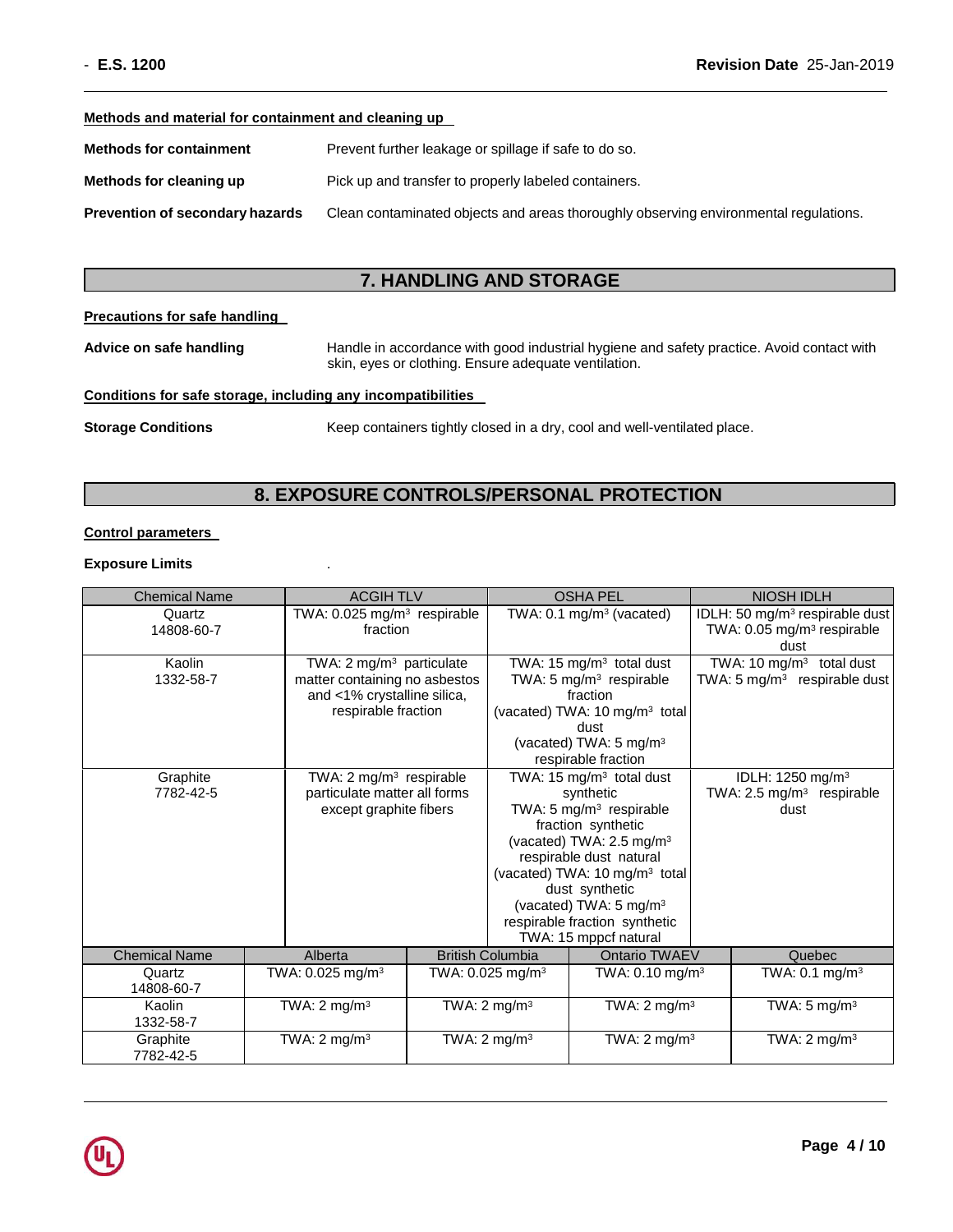**Methods and material for containment and cleaning up**

| | |
|---|---|
| **Methods for containment** | Prevent further leakage or spillage if safe to do so. |
| **Methods for cleaning up** | Pick up and transfer to properly labeled containers. |
| **Prevention of secondary hazards** | Clean contaminated objects and areas thoroughly observing environmental regulations. |

## 7. HANDLING AND STORAGE

**Precautions for safe handling**

**Advice on safe handling** Handle in accordance with good industrial hygiene and safety practice. Avoid contact with skin, eyes or clothing. Ensure adequate ventilation.

**Conditions for safe storage, including any incompatibilities**

**Storage Conditions** Keep containers tightly closed in a dry, cool and well-ventilated place.

## 8. EXPOSURE CONTROLS/PERSONAL PROTECTION

**Control parameters**

**Exposure Limits** .

| Chemical Name | ACGIH TLV | OSHA PEL | NIOSH IDLH |
|---|---|---|---|
| Quartz 14808-60-7 | TWA: 0.025 mg/m³ respirable fraction | TWA: 0.1 mg/m³ (vacated) | IDLH: 50 mg/m³ respirable dust TWA: 0.05 mg/m³ respirable dust |
| Kaolin 1332-58-7 | TWA: 2 mg/m³ particulate matter containing no asbestos and <1% crystalline silica, respirable fraction | TWA: 15 mg/m³ total dust TWA: 5 mg/m³ respirable fraction (vacated) TWA: 10 mg/m³ total dust (vacated) TWA: 5 mg/m³ respirable fraction | TWA: 10 mg/m³ total dust TWA: 5 mg/m³ respirable dust |
| Graphite 7782-42-5 | TWA: 2 mg/m³ respirable particulate matter all forms except graphite fibers | TWA: 15 mg/m³ total dust synthetic TWA: 5 mg/m³ respirable fraction synthetic (vacated) TWA: 2.5 mg/m³ respirable dust natural (vacated) TWA: 10 mg/m³ total dust synthetic (vacated) TWA: 5 mg/m³ respirable fraction synthetic TWA: 15 mppcf natural | IDLH: 1250 mg/m³ TWA: 2.5 mg/m³ respirable dust |

| Chemical Name | Alberta | British Columbia | Ontario TWAEV | Quebec |
|---|---|---|---|---|
| Quartz 14808-60-7 | TWA: 0.025 mg/m³ | TWA: 0.025 mg/m³ | TWA: 0.10 mg/m³ | TWA: 0.1 mg/m³ |
| Kaolin 1332-58-7 | TWA: 2 mg/m³ | TWA: 2 mg/m³ | TWA: 2 mg/m³ | TWA: 5 mg/m³ |
| Graphite 7782-42-5 | TWA: 2 mg/m³ | TWA: 2 mg/m³ | TWA: 2 mg/m³ | TWA: 2 mg/m³ |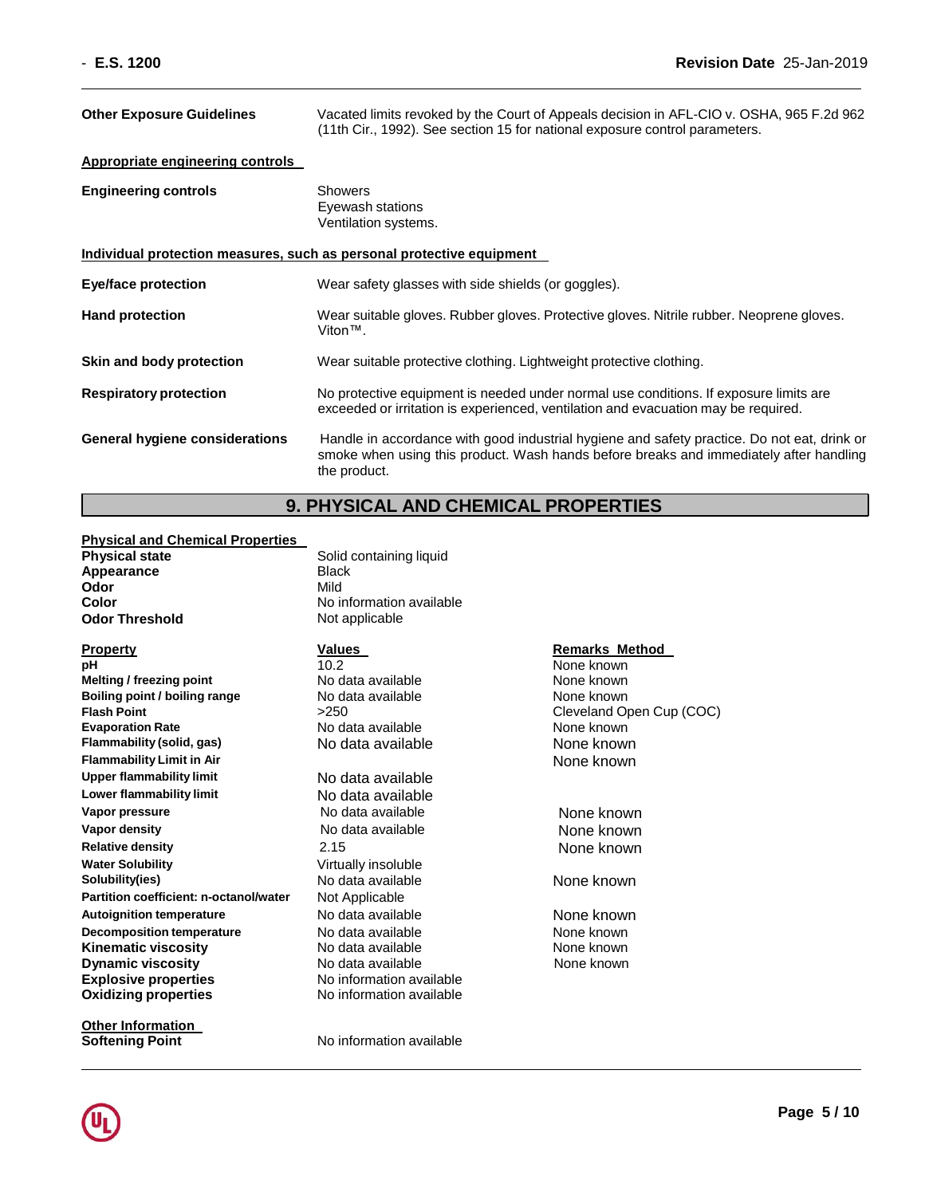| | |
|---|---|
| **Other Exposure Guidelines** | Vacated limits revoked by the Court of Appeals decision in AFL-CIO v. OSHA, 965 F.2d 962 (11th Cir., 1992). See section 15 for national exposure control parameters. |

**Appropriate engineering controls**

| | |
|---|---|
| **Engineering controls** | Showers<br>Eyewash stations<br>Ventilation systems. |

**Individual protection measures, such as personal protective equipment**

| | |
|---|---|
| **Eye/face protection** | Wear safety glasses with side shields (or goggles). |
| **Hand protection** | Wear suitable gloves. Rubber gloves. Protective gloves. Nitrile rubber. Neoprene gloves. Viton™. |
| **Skin and body protection** | Wear suitable protective clothing. Lightweight protective clothing. |
| **Respiratory protection** | No protective equipment is needed under normal use conditions. If exposure limits are exceeded or irritation is experienced, ventilation and evacuation may be required. |
| **General hygiene considerations** | Handle in accordance with good industrial hygiene and safety practice. Do not eat, drink or smoke when using this product. Wash hands before breaks and immediately after handling the product. |

## 9. PHYSICAL AND CHEMICAL PROPERTIES

**Physical and Chemical Properties**

| | |
|---|---|
| **Physical state** | Solid containing liquid |
| **Appearance** | Black |
| **Odor** | Mild |
| **Color** | No information available |
| **Odor Threshold** | Not applicable |

| Property | Values | Remarks Method |
|---|---|---|
| **pH** | 10.2 | None known |
| **Melting / freezing point** | No data available | None known |
| **Boiling point / boiling range** | No data available | None known |
| **Flash Point** | >250 | Cleveland Open Cup (COC) |
| **Evaporation Rate** | No data available | None known |
| **Flammability (solid, gas)** | No data available | None known |
| **Flammability Limit in Air** | | None known |
| **Upper flammability limit** | No data available | |
| **Lower flammability limit** | No data available | |
| **Vapor pressure** | No data available | None known |
| **Vapor density** | No data available | None known |
| **Relative density** | 2.15 | None known |
| **Water Solubility** | Virtually insoluble | |
| **Solubility(ies)** | No data available | None known |
| **Partition coefficient: n-octanol/water** | Not Applicable | |
| **Autoignition temperature** | No data available | None known |
| **Decomposition temperature** | No data available | None known |
| **Kinematic viscosity** | No data available | None known |
| **Dynamic viscosity** | No data available | None known |
| **Explosive properties** | No information available | |
| **Oxidizing properties** | No information available | |

**Other Information**

| | |
|---|---|
| **Softening Point** | No information available |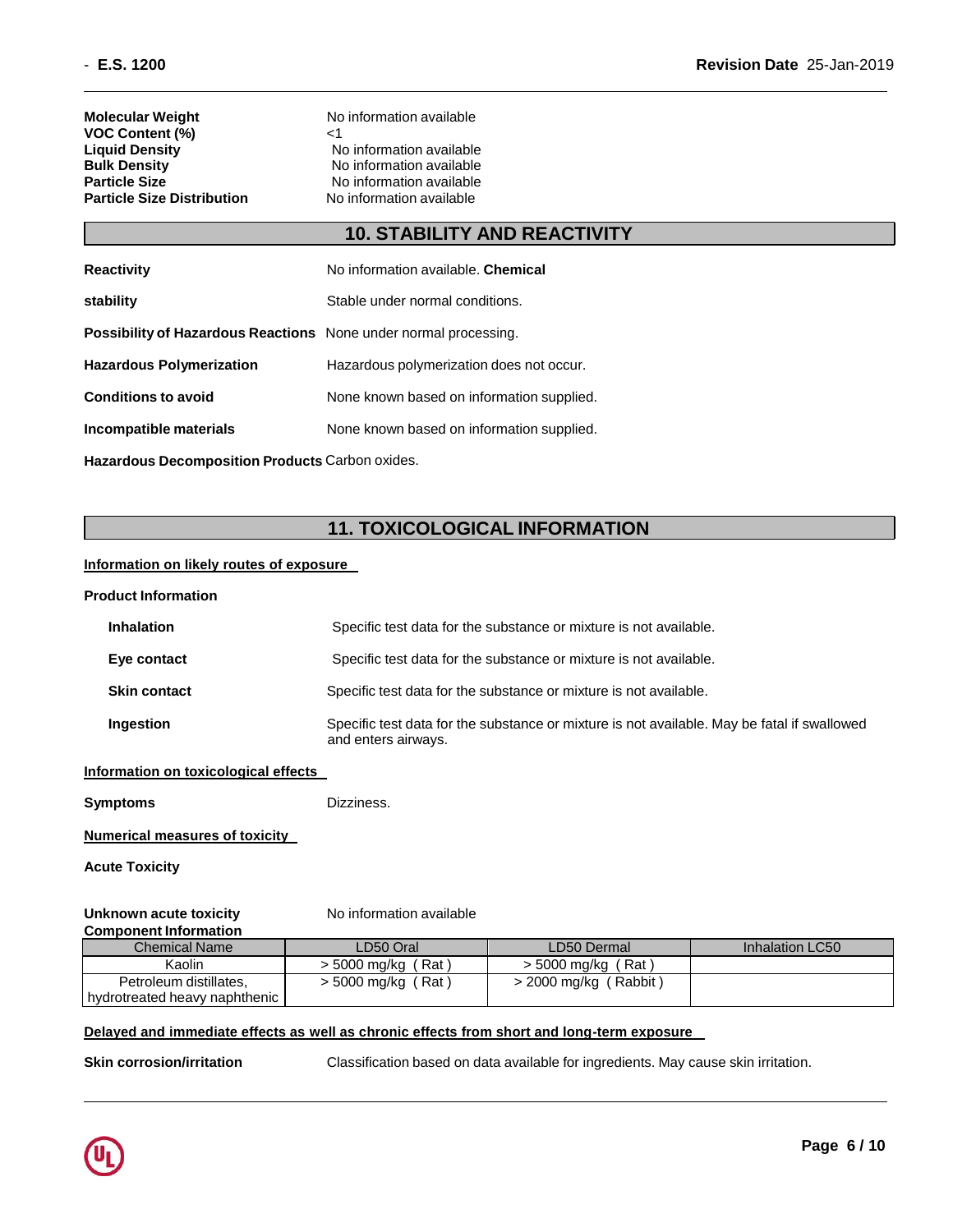| | |
|---|---|
| **Molecular Weight** | No information available |
| **VOC Content (%)** | <1 |
| **Liquid Density** | No information available |
| **Bulk Density** | No information available |
| **Particle Size** | No information available |
| **Particle Size Distribution** | No information available |

## 10. STABILITY AND REACTIVITY

**Reactivity** No information available. **Chemical**

**stability** Stable under normal conditions.

**Possibility of Hazardous Reactions** None under normal processing.

**Hazardous Polymerization** Hazardous polymerization does not occur.

**Conditions to avoid** None known based on information supplied.

**Incompatible materials** None known based on information supplied.

**Hazardous Decomposition Products** Carbon oxides.

## 11. TOXICOLOGICAL INFORMATION

**Information on likely routes of exposure**

**Product Information**

**Inhalation** Specific test data for the substance or mixture is not available.

**Eye contact** Specific test data for the substance or mixture is not available.

**Skin contact** Specific test data for the substance or mixture is not available.

**Ingestion** Specific test data for the substance or mixture is not available. May be fatal if swallowed and enters airways.

**Information on toxicological effects**

**Symptoms** Dizziness.

**Numerical measures of toxicity**

**Acute Toxicity**

**Unknown acute toxicity** No information available

**Component Information**

| Chemical Name | LD50 Oral | LD50 Dermal | Inhalation LC50 |
|---|---|---|---|
| Kaolin | > 5000 mg/kg ( Rat ) | > 5000 mg/kg ( Rat ) | |
| Petroleum distillates, hydrotreated heavy naphthenic | > 5000 mg/kg ( Rat ) | > 2000 mg/kg ( Rabbit ) | |

**Delayed and immediate effects as well as chronic effects from short and long-term exposure**

**Skin corrosion/irritation** Classification based on data available for ingredients. May cause skin irritation.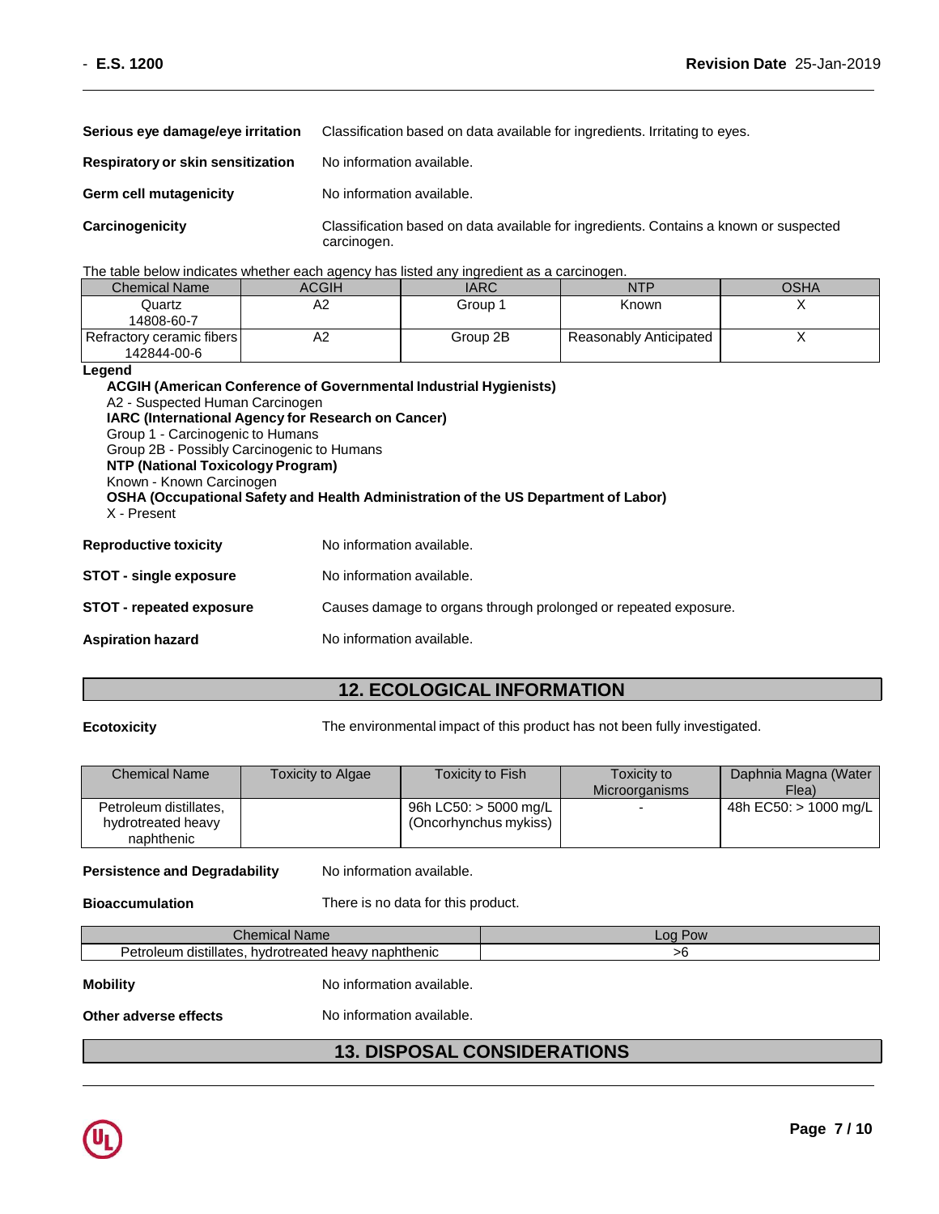**Serious eye damage/eye irritation** Classification based on data available for ingredients. Irritating to eyes.

**Respiratory or skin sensitization** No information available.

**Germ cell mutagenicity** No information available.

**Carcinogenicity** Classification based on data available for ingredients. Contains a known or suspected carcinogen.

The table below indicates whether each agency has listed any ingredient as a carcinogen.

| Chemical Name | ACGIH | IARC | NTP | OSHA |
|---|---|---|---|---|
| Quartz 14808-60-7 | A2 | Group 1 | Known | X |
| Refractory ceramic fibers 142844-00-6 | A2 | Group 2B | Reasonably Anticipated | X |

**Legend**

**ACGIH (American Conference of Governmental Industrial Hygienists)**
A2 - Suspected Human Carcinogen
**IARC (International Agency for Research on Cancer)**
Group 1 - Carcinogenic to Humans
Group 2B - Possibly Carcinogenic to Humans
**NTP (National Toxicology Program)**
Known - Known Carcinogen
**OSHA (Occupational Safety and Health Administration of the US Department of Labor)**
X - Present

**Reproductive toxicity** No information available.

**STOT - single exposure** No information available.

**STOT - repeated exposure** Causes damage to organs through prolonged or repeated exposure.

**Aspiration hazard** No information available.

## 12. ECOLOGICAL INFORMATION

**Ecotoxicity** The environmental impact of this product has not been fully investigated.

| Chemical Name | Toxicity to Algae | Toxicity to Fish | Toxicity to Microorganisms | Daphnia Magna (Water Flea) |
|---|---|---|---|---|
| Petroleum distillates, hydrotreated heavy naphthenic | | 96h LC50: > 5000 mg/L (Oncorhynchus mykiss) | - | 48h EC50: > 1000 mg/L |

**Persistence and Degradability** No information available.

**Bioaccumulation** There is no data for this product.

| Chemical Name | Log Pow |
|---|---|
| Petroleum distillates, hydrotreated heavy naphthenic | >6 |

**Mobility** No information available.

**Other adverse effects** No information available.

## 13. DISPOSAL CONSIDERATIONS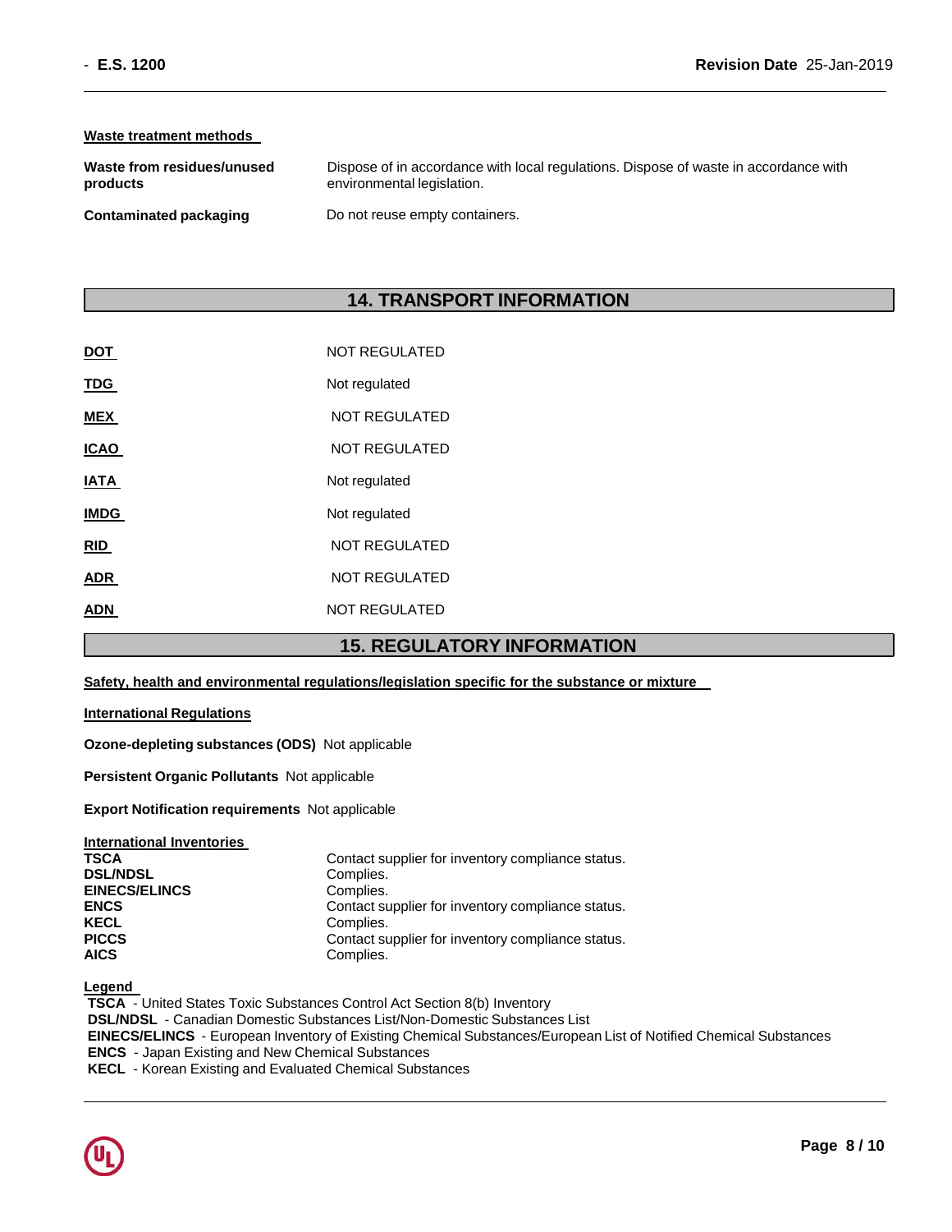**Waste treatment methods**

| | |
|---|---|
| **Waste from residues/unused products** | Dispose of in accordance with local regulations. Dispose of waste in accordance with environmental legislation. |
| **Contaminated packaging** | Do not reuse empty containers. |

## 14. TRANSPORT INFORMATION

| | |
|---|---|
| **DOT** | NOT REGULATED |
| **TDG** | Not regulated |
| **MEX** | NOT REGULATED |
| **ICAO** | NOT REGULATED |
| **IATA** | Not regulated |
| **IMDG** | Not regulated |
| **RID** | NOT REGULATED |
| **ADR** | NOT REGULATED |
| **ADN** | NOT REGULATED |

## 15. REGULATORY INFORMATION

**Safety, health and environmental regulations/legislation specific for the substance or mixture**

**International Regulations**

**Ozone-depleting substances (ODS)** Not applicable

**Persistent Organic Pollutants** Not applicable

**Export Notification requirements** Not applicable

**International Inventories**

| | |
|---|---|
| **TSCA** | Contact supplier for inventory compliance status. |
| **DSL/NDSL** | Complies. |
| **EINECS/ELINCS** | Complies. |
| **ENCS** | Contact supplier for inventory compliance status. |
| **KECL** | Complies. |
| **PICCS** | Contact supplier for inventory compliance status. |
| **AICS** | Complies. |

**Legend**

**TSCA** - United States Toxic Substances Control Act Section 8(b) Inventory
**DSL/NDSL** - Canadian Domestic Substances List/Non-Domestic Substances List
**EINECS/ELINCS** - European Inventory of Existing Chemical Substances/European List of Notified Chemical Substances
**ENCS** - Japan Existing and New Chemical Substances
**KECL** - Korean Existing and Evaluated Chemical Substances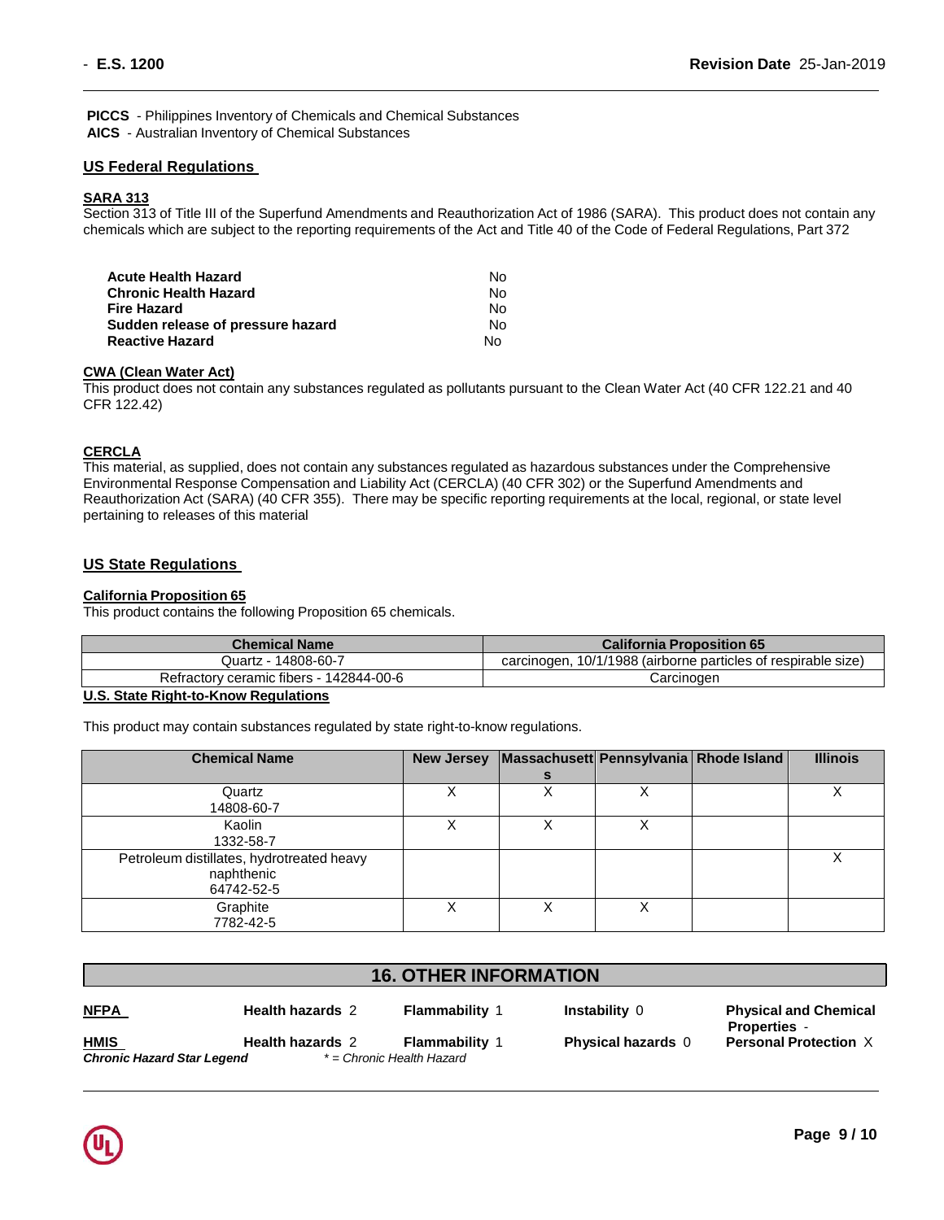**PICCS** - Philippines Inventory of Chemicals and Chemical Substances
**AICS** - Australian Inventory of Chemical Substances

## US Federal Regulations

### SARA 313

Section 313 of Title III of the Superfund Amendments and Reauthorization Act of 1986 (SARA). This product does not contain any chemicals which are subject to the reporting requirements of the Act and Title 40 of the Code of Federal Regulations, Part 372

| | |
|---|---|
| **Acute Health Hazard** | No |
| **Chronic Health Hazard** | No |
| **Fire Hazard** | No |
| **Sudden release of pressure hazard** | No |
| **Reactive Hazard** | No |

### CWA (Clean Water Act)

This product does not contain any substances regulated as pollutants pursuant to the Clean Water Act (40 CFR 122.21 and 40 CFR 122.42)

### CERCLA

This material, as supplied, does not contain any substances regulated as hazardous substances under the Comprehensive Environmental Response Compensation and Liability Act (CERCLA) (40 CFR 302) or the Superfund Amendments and Reauthorization Act (SARA) (40 CFR 355). There may be specific reporting requirements at the local, regional, or state level pertaining to releases of this material

## US State Regulations

### California Proposition 65

This product contains the following Proposition 65 chemicals.

| Chemical Name | California Proposition 65 |
|---|---|
| Quartz - 14808-60-7 | carcinogen, 10/1/1988 (airborne particles of respirable size) |
| Refractory ceramic fibers - 142844-00-6 | Carcinogen |

### U.S. State Right-to-Know Regulations

This product may contain substances regulated by state right-to-know regulations.

| Chemical Name | New Jersey | Massachusetts | Pennsylvania | Rhode Island | Illinois |
|---|---|---|---|---|---|
| Quartz 14808-60-7 | X | X | X | | X |
| Kaolin 1332-58-7 | X | X | X | | |
| Petroleum distillates, hydrotreated heavy naphthenic 64742-52-5 | | | | | X |
| Graphite 7782-42-5 | X | X | X | | |

## 16. OTHER INFORMATION

| | | | | |
|---|---|---|---|---|
| **NFPA** | **Health hazards** 2 | **Flammability** 1 | **Instability** 0 | **Physical and Chemical Properties** - |
| **HMIS** | **Health hazards** 2 | **Flammability** 1 | **Physical hazards** 0 | **Personal Protection** X |

***Chronic Hazard Star Legend*** *\* = Chronic Health Hazard*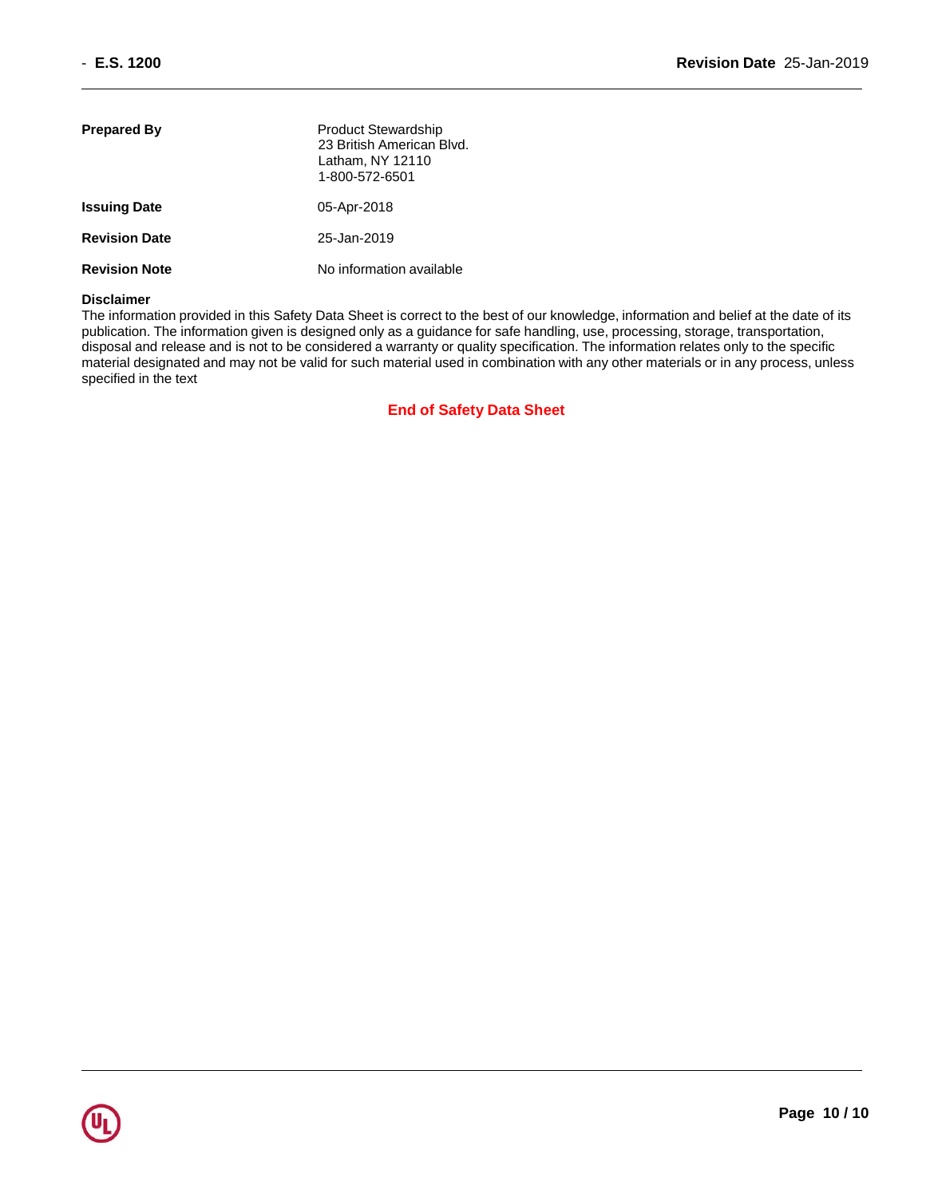| | |
|---|---|
| **Prepared By** | Product Stewardship<br>23 British American Blvd.<br>Latham, NY 12110<br>1-800-572-6501 |
| **Issuing Date** | 05-Apr-2018 |
| **Revision Date** | 25-Jan-2019 |
| **Revision Note** | No information available |

**Disclaimer**

The information provided in this Safety Data Sheet is correct to the best of our knowledge, information and belief at the date of its publication. The information given is designed only as a guidance for safe handling, use, processing, storage, transportation, disposal and release and is not to be considered a warranty or quality specification. The information relates only to the specific material designated and may not be valid for such material used in combination with any other materials or in any process, unless specified in the text

**End of Safety Data Sheet**